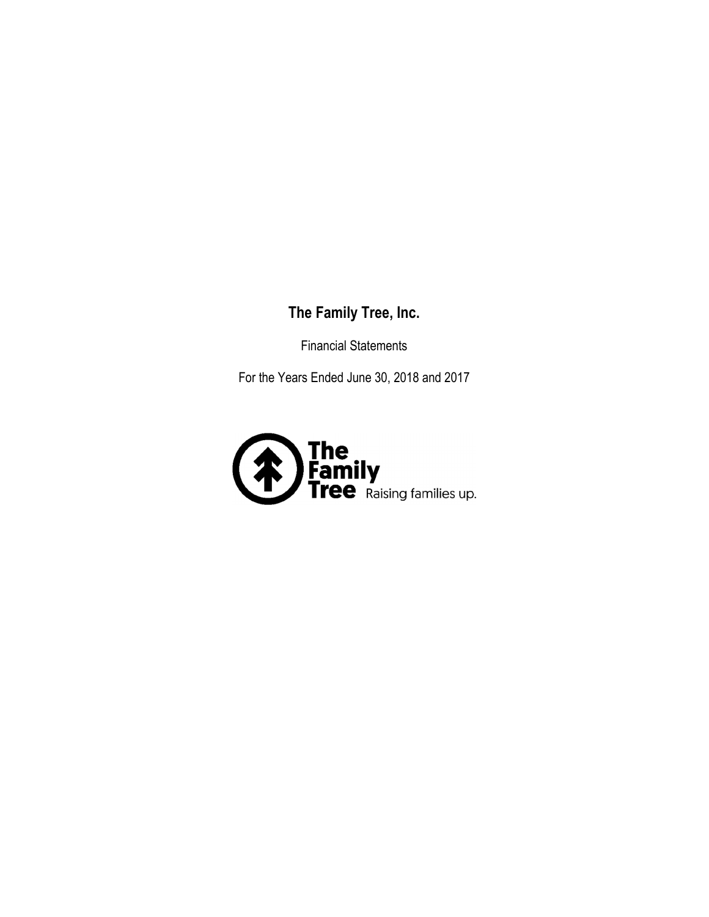# The Family Tree, Inc.

Financial Statements

For the Years Ended June 30, 2018 and 2017

The Family Tree Raising families up.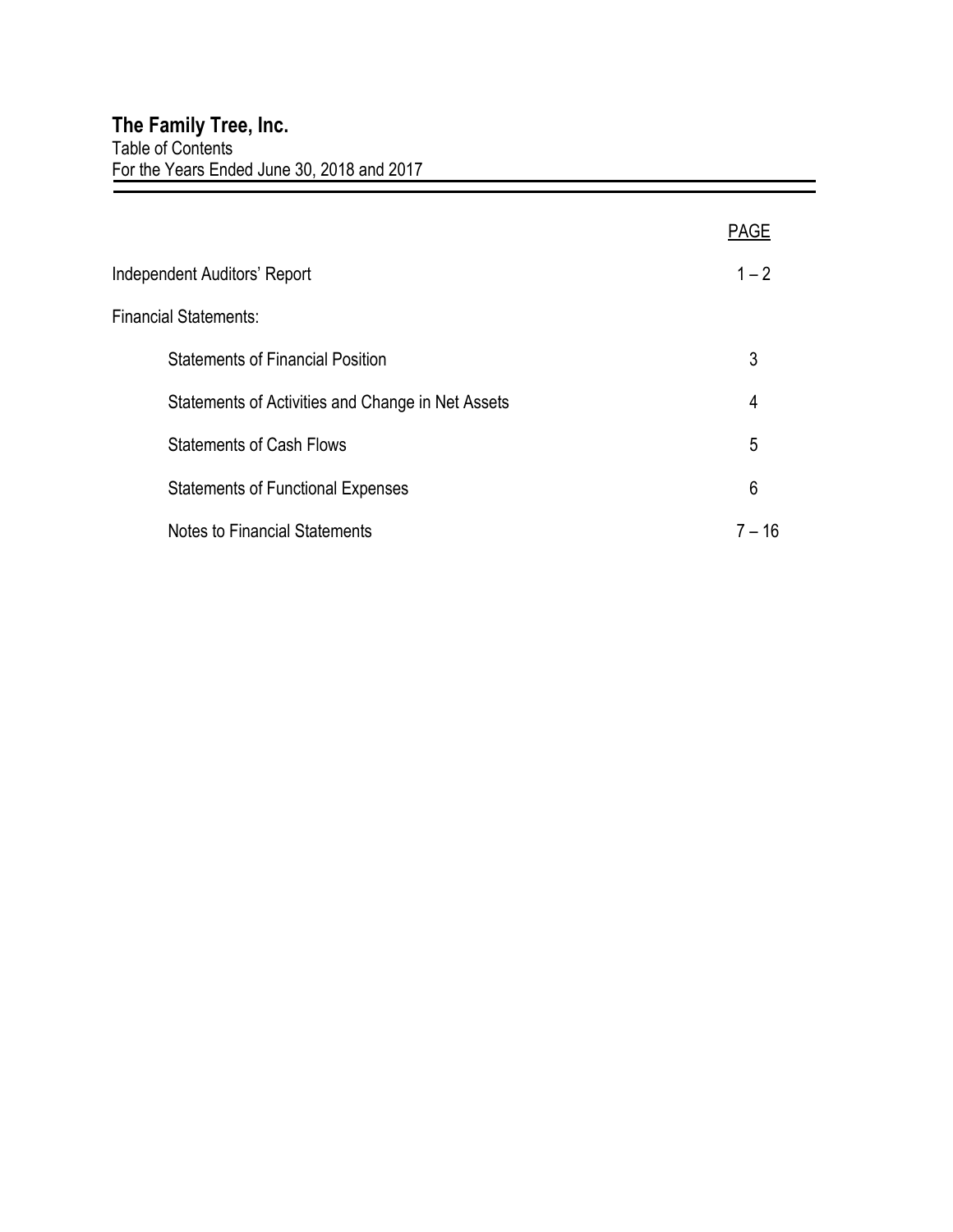# The Family Tree, Inc.

Table of Contents
For the Years Ended June 30, 2018 and 2017

| | PAGE |
|---|---|
| Independent Auditors' Report | 1 – 2 |
| Financial Statements: | |
| Statements of Financial Position | 3 |
| Statements of Activities and Change in Net Assets | 4 |
| Statements of Cash Flows | 5 |
| Statements of Functional Expenses | 6 |
| Notes to Financial Statements | 7 – 16 |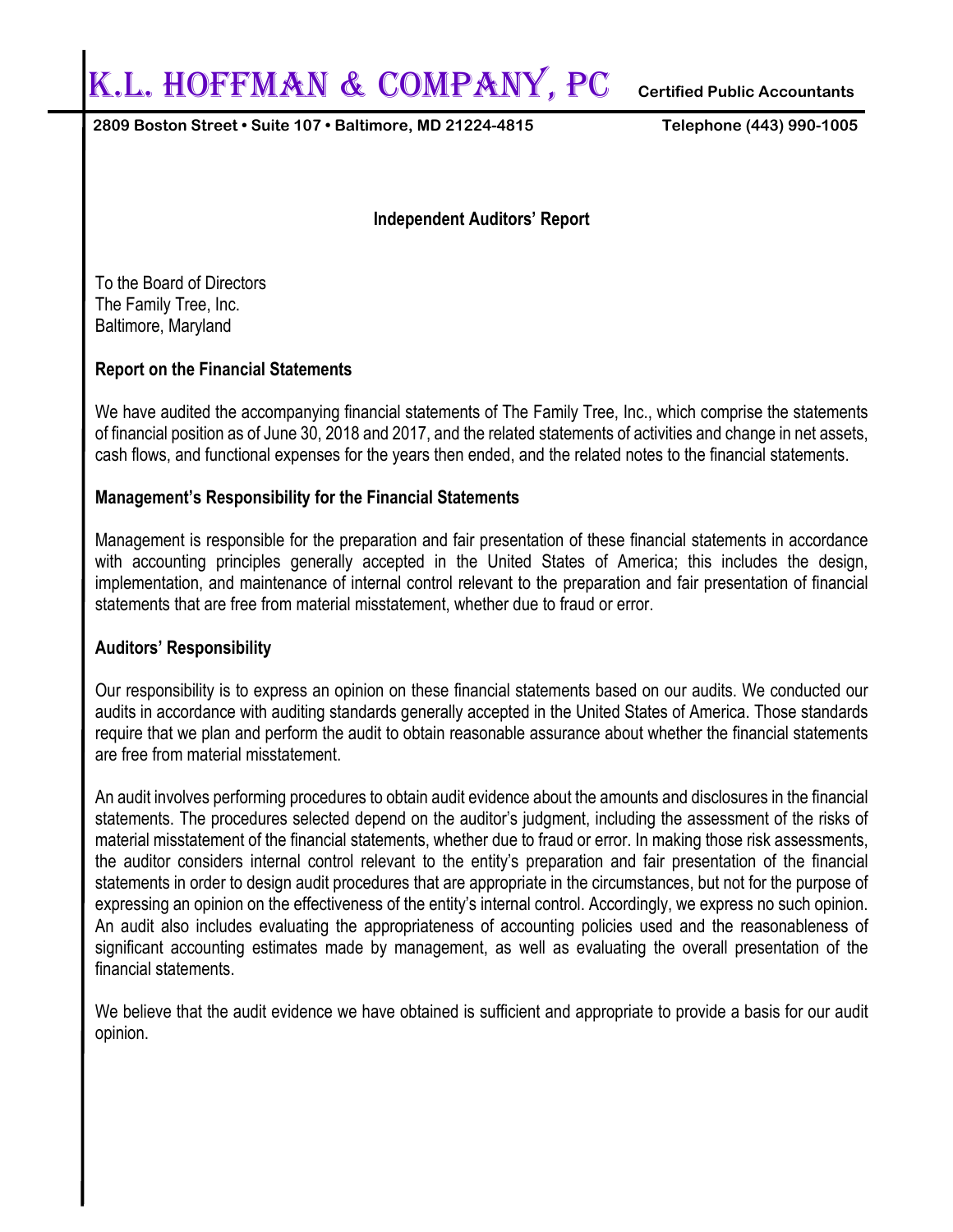# K.L. HOFFMAN & COMPANY, PC

Certified Public Accountants

2809 Boston Street • Suite 107 • Baltimore, MD 21224-4815 Telephone (443) 990-1005

## Independent Auditors' Report

To the Board of Directors
The Family Tree, Inc.
Baltimore, Maryland

### Report on the Financial Statements

We have audited the accompanying financial statements of The Family Tree, Inc., which comprise the statements of financial position as of June 30, 2018 and 2017, and the related statements of activities and change in net assets, cash flows, and functional expenses for the years then ended, and the related notes to the financial statements.

### Management's Responsibility for the Financial Statements

Management is responsible for the preparation and fair presentation of these financial statements in accordance with accounting principles generally accepted in the United States of America; this includes the design, implementation, and maintenance of internal control relevant to the preparation and fair presentation of financial statements that are free from material misstatement, whether due to fraud or error.

### Auditors' Responsibility

Our responsibility is to express an opinion on these financial statements based on our audits. We conducted our audits in accordance with auditing standards generally accepted in the United States of America. Those standards require that we plan and perform the audit to obtain reasonable assurance about whether the financial statements are free from material misstatement.

An audit involves performing procedures to obtain audit evidence about the amounts and disclosures in the financial statements. The procedures selected depend on the auditor's judgment, including the assessment of the risks of material misstatement of the financial statements, whether due to fraud or error. In making those risk assessments, the auditor considers internal control relevant to the entity's preparation and fair presentation of the financial statements in order to design audit procedures that are appropriate in the circumstances, but not for the purpose of expressing an opinion on the effectiveness of the entity's internal control. Accordingly, we express no such opinion. An audit also includes evaluating the appropriateness of accounting policies used and the reasonableness of significant accounting estimates made by management, as well as evaluating the overall presentation of the financial statements.

We believe that the audit evidence we have obtained is sufficient and appropriate to provide a basis for our audit opinion.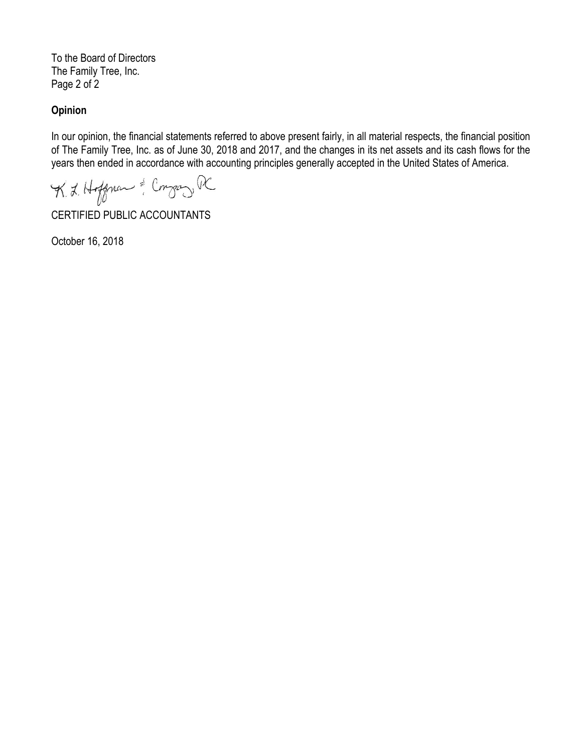To the Board of Directors
The Family Tree, Inc.
Page 2 of 2

**Opinion**

In our opinion, the financial statements referred to above present fairly, in all material respects, the financial position of The Family Tree, Inc. as of June 30, 2018 and 2017, and the changes in its net assets and its cash flows for the years then ended in accordance with accounting principles generally accepted in the United States of America.

K. L. Hoffman & Company, PC

CERTIFIED PUBLIC ACCOUNTANTS

October 16, 2018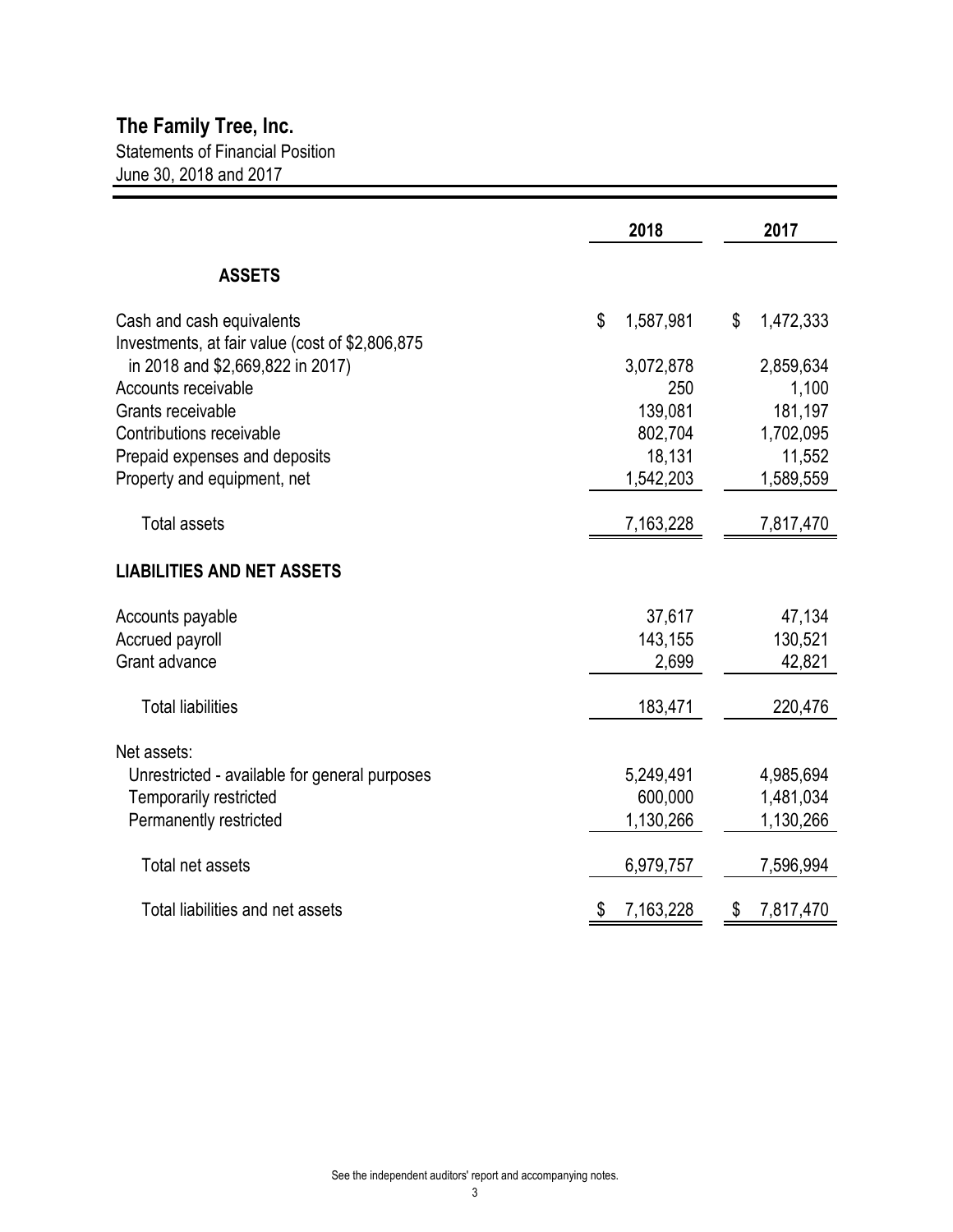# The Family Tree, Inc.

Statements of Financial Position

June 30, 2018 and 2017

| | 2018 | 2017 |
|---|---|---|
| **ASSETS** | | |
| Cash and cash equivalents | $ 1,587,981 | $ 1,472,333 |
| Investments, at fair value (cost of $2,806,875 in 2018 and $2,669,822 in 2017) | 3,072,878 | 2,859,634 |
| Accounts receivable | 250 | 1,100 |
| Grants receivable | 139,081 | 181,197 |
| Contributions receivable | 802,704 | 1,702,095 |
| Prepaid expenses and deposits | 18,131 | 11,552 |
| Property and equipment, net | 1,542,203 | 1,589,559 |
| Total assets | 7,163,228 | 7,817,470 |
| **LIABILITIES AND NET ASSETS** | | |
| Accounts payable | 37,617 | 47,134 |
| Accrued payroll | 143,155 | 130,521 |
| Grant advance | 2,699 | 42,821 |
| Total liabilities | 183,471 | 220,476 |
| Net assets: | | |
| Unrestricted - available for general purposes | 5,249,491 | 4,985,694 |
| Temporarily restricted | 600,000 | 1,481,034 |
| Permanently restricted | 1,130,266 | 1,130,266 |
| Total net assets | 6,979,757 | 7,596,994 |
| Total liabilities and net assets | $ 7,163,228 | $ 7,817,470 |

See the independent auditors' report and accompanying notes.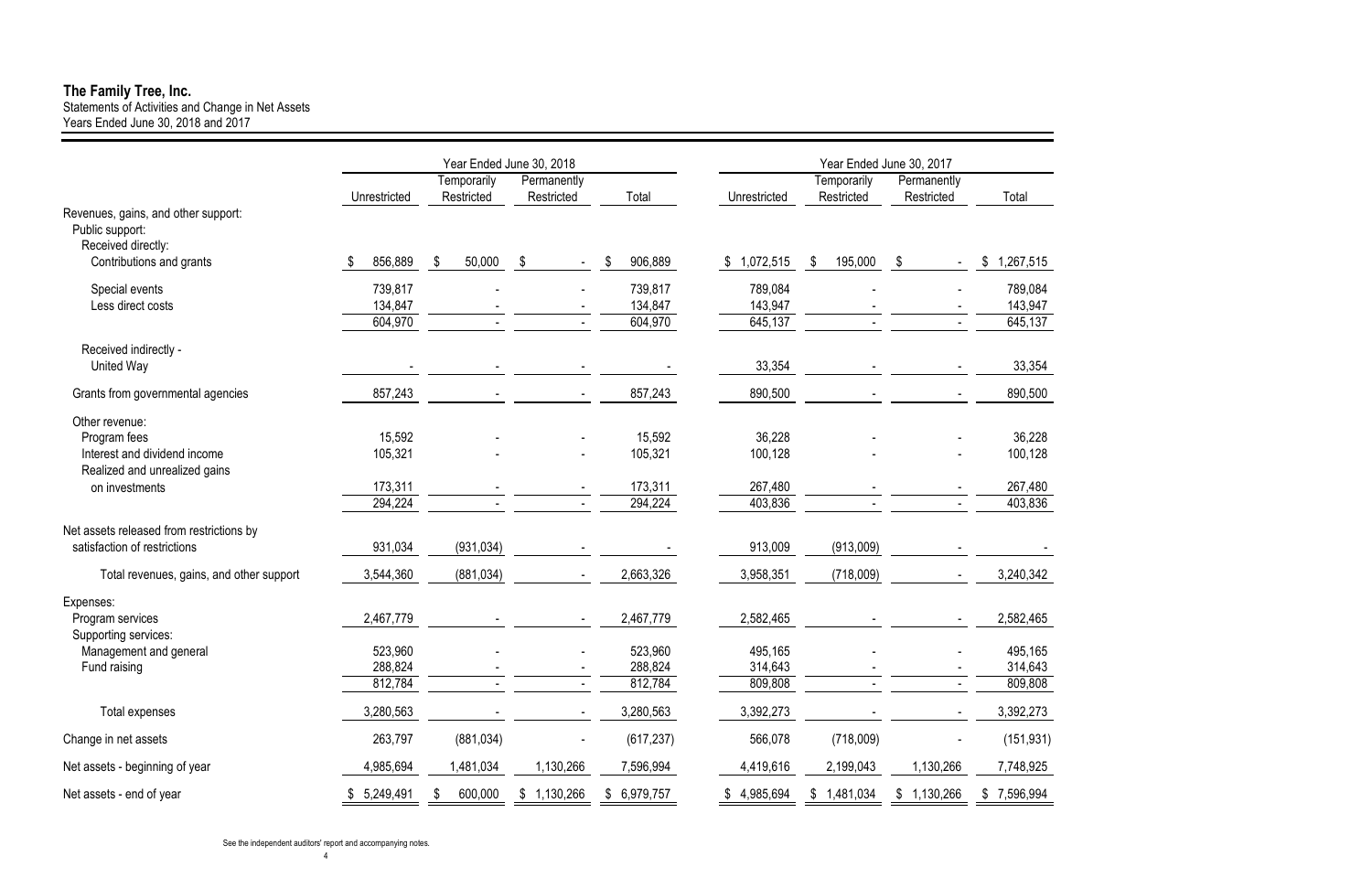**The Family Tree, Inc.**
Statements of Activities and Change in Net Assets
Years Ended June 30, 2018 and 2017

| | Year Ended June 30, 2018 | | | | Year Ended June 30, 2017 | | | |
|---|---|---|---|---|---|---|---|---|
| | Unrestricted | Temporarily Restricted | Permanently Restricted | Total | Unrestricted | Temporarily Restricted | Permanently Restricted | Total |
| Revenues, gains, and other support: | | | | | | | | |
| Public support: | | | | | | | | |
| Received directly: | | | | | | | | |
| Contributions and grants | $ 856,889 | $ 50,000 | $ - | $ 906,889 | $ 1,072,515 | $ 195,000 | $ - | $ 1,267,515 |
| Special events | 739,817 | - | - | 739,817 | 789,084 | - | - | 789,084 |
| Less direct costs | 134,847 | - | - | 134,847 | 143,947 | - | - | 143,947 |
| | 604,970 | - | - | 604,970 | 645,137 | - | - | 645,137 |
| Received indirectly - United Way | - | - | - | - | 33,354 | - | - | 33,354 |
| Grants from governmental agencies | 857,243 | - | - | 857,243 | 890,500 | - | - | 890,500 |
| Other revenue: | | | | | | | | |
| Program fees | 15,592 | - | - | 15,592 | 36,228 | - | - | 36,228 |
| Interest and dividend income | 105,321 | - | - | 105,321 | 100,128 | - | - | 100,128 |
| Realized and unrealized gains on investments | 173,311 | - | - | 173,311 | 267,480 | - | - | 267,480 |
| | 294,224 | - | - | 294,224 | 403,836 | - | - | 403,836 |
| Net assets released from restrictions by satisfaction of restrictions | 931,034 | (931,034) | - | - | 913,009 | (913,009) | - | - |
| Total revenues, gains, and other support | 3,544,360 | (881,034) | - | 2,663,326 | 3,958,351 | (718,009) | - | 3,240,342 |
| Expenses: | | | | | | | | |
| Program services | 2,467,779 | - | - | 2,467,779 | 2,582,465 | - | - | 2,582,465 |
| Supporting services: | | | | | | | | |
| Management and general | 523,960 | - | - | 523,960 | 495,165 | - | - | 495,165 |
| Fund raising | 288,824 | - | - | 288,824 | 314,643 | - | - | 314,643 |
| | 812,784 | - | - | 812,784 | 809,808 | - | - | 809,808 |
| Total expenses | 3,280,563 | - | - | 3,280,563 | 3,392,273 | - | - | 3,392,273 |
| Change in net assets | 263,797 | (881,034) | - | (617,237) | 566,078 | (718,009) | - | (151,931) |
| Net assets - beginning of year | 4,985,694 | 1,481,034 | 1,130,266 | 7,596,994 | 4,419,616 | 2,199,043 | 1,130,266 | 7,748,925 |
| Net assets - end of year | $ 5,249,491 | $ 600,000 | $ 1,130,266 | $ 6,979,757 | $ 4,985,694 | $ 1,481,034 | $ 1,130,266 | $ 7,596,994 |

See the independent auditors' report and accompanying notes.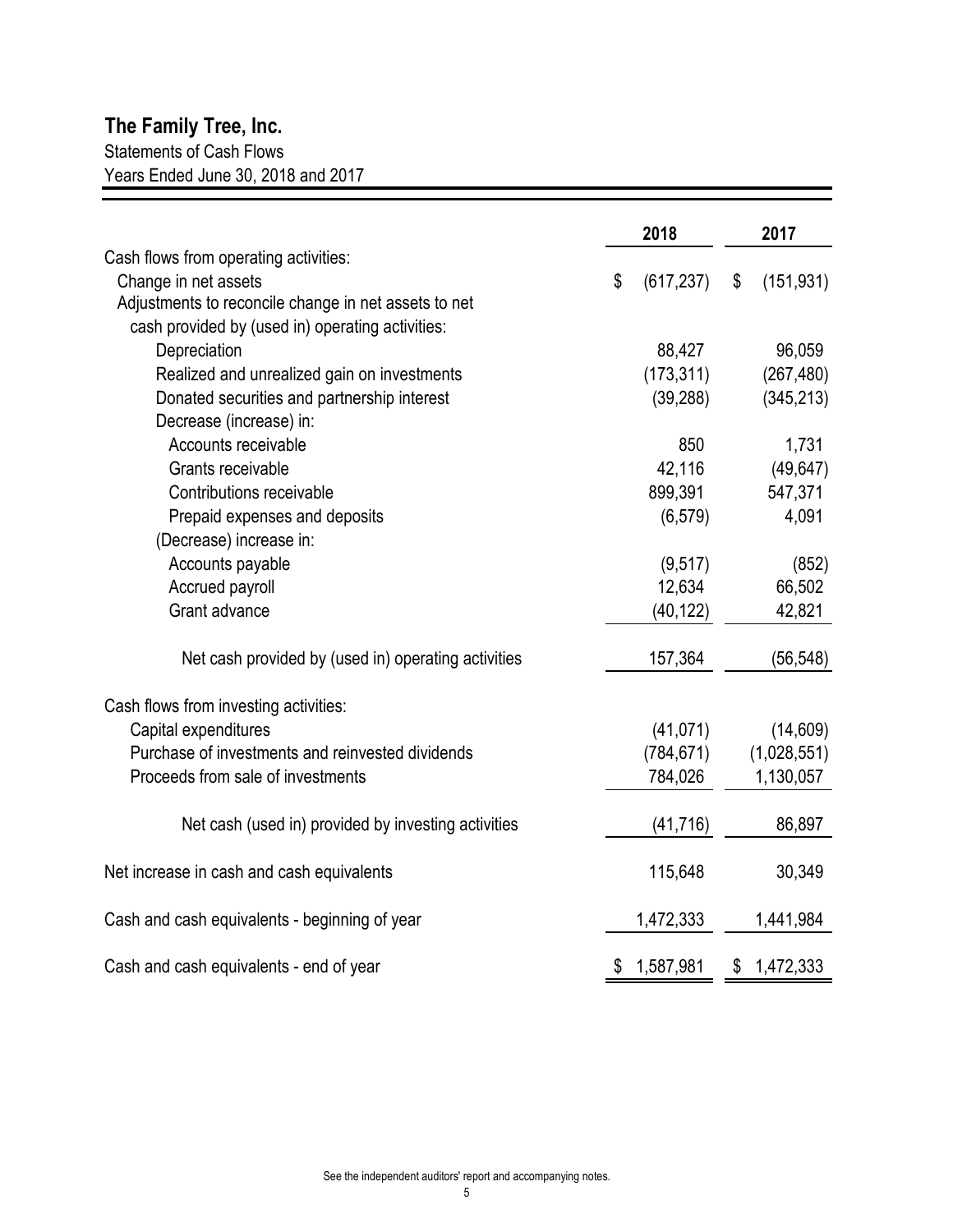# The Family Tree, Inc.

Statements of Cash Flows

Years Ended June 30, 2018 and 2017

| | 2018 | 2017 |
|---|---|---|
| Cash flows from operating activities: | | |
| Change in net assets | $ (617,237) | $ (151,931) |
| Adjustments to reconcile change in net assets to net cash provided by (used in) operating activities: | | |
| Depreciation | 88,427 | 96,059 |
| Realized and unrealized gain on investments | (173,311) | (267,480) |
| Donated securities and partnership interest | (39,288) | (345,213) |
| Decrease (increase) in: | | |
| Accounts receivable | 850 | 1,731 |
| Grants receivable | 42,116 | (49,647) |
| Contributions receivable | 899,391 | 547,371 |
| Prepaid expenses and deposits | (6,579) | 4,091 |
| (Decrease) increase in: | | |
| Accounts payable | (9,517) | (852) |
| Accrued payroll | 12,634 | 66,502 |
| Grant advance | (40,122) | 42,821 |
| Net cash provided by (used in) operating activities | 157,364 | (56,548) |
| Cash flows from investing activities: | | |
| Capital expenditures | (41,071) | (14,609) |
| Purchase of investments and reinvested dividends | (784,671) | (1,028,551) |
| Proceeds from sale of investments | 784,026 | 1,130,057 |
| Net cash (used in) provided by investing activities | (41,716) | 86,897 |
| Net increase in cash and cash equivalents | 115,648 | 30,349 |
| Cash and cash equivalents - beginning of year | 1,472,333 | 1,441,984 |
| Cash and cash equivalents - end of year | $ 1,587,981 | $ 1,472,333 |

See the independent auditors' report and accompanying notes.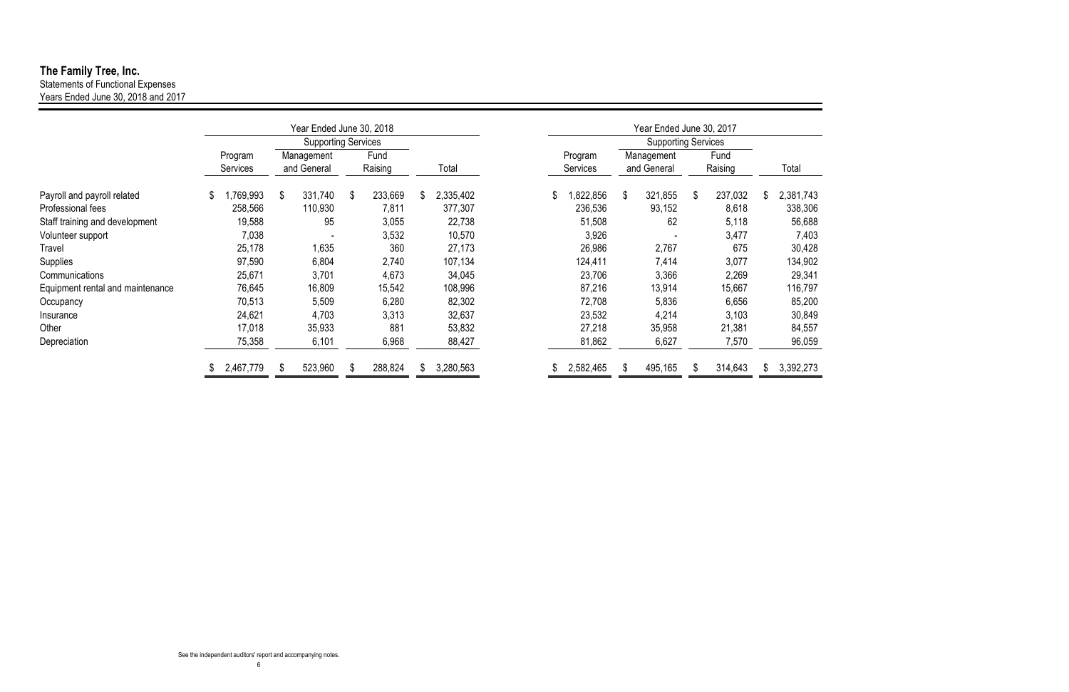# The Family Tree, Inc.

Statements of Functional Expenses

Years Ended June 30, 2018 and 2017

| | Year Ended June 30, 2018 | | | | Year Ended June 30, 2017 | | | |
|---|---|---|---|---|---|---|---|---|
| | | Supporting Services | | | | Supporting Services | | |
| | Program Services | Management and General | Fund Raising | Total | Program Services | Management and General | Fund Raising | Total |
| Payroll and payroll related | $ 1,769,993 | $ 331,740 | $ 233,669 | $ 2,335,402 | $ 1,822,856 | $ 321,855 | $ 237,032 | $ 2,381,743 |
| Professional fees | 258,566 | 110,930 | 7,811 | 377,307 | 236,536 | 93,152 | 8,618 | 338,306 |
| Staff training and development | 19,588 | 95 | 3,055 | 22,738 | 51,508 | 62 | 5,118 | 56,688 |
| Volunteer support | 7,038 | - | 3,532 | 10,570 | 3,926 | - | 3,477 | 7,403 |
| Travel | 25,178 | 1,635 | 360 | 27,173 | 26,986 | 2,767 | 675 | 30,428 |
| Supplies | 97,590 | 6,804 | 2,740 | 107,134 | 124,411 | 7,414 | 3,077 | 134,902 |
| Communications | 25,671 | 3,701 | 4,673 | 34,045 | 23,706 | 3,366 | 2,269 | 29,341 |
| Equipment rental and maintenance | 76,645 | 16,809 | 15,542 | 108,996 | 87,216 | 13,914 | 15,667 | 116,797 |
| Occupancy | 70,513 | 5,509 | 6,280 | 82,302 | 72,708 | 5,836 | 6,656 | 85,200 |
| Insurance | 24,621 | 4,703 | 3,313 | 32,637 | 23,532 | 4,214 | 3,103 | 30,849 |
| Other | 17,018 | 35,933 | 881 | 53,832 | 27,218 | 35,958 | 21,381 | 84,557 |
| Depreciation | 75,358 | 6,101 | 6,968 | 88,427 | 81,862 | 6,627 | 7,570 | 96,059 |
| | $ 2,467,779 | $ 523,960 | $ 288,824 | $ 3,280,563 | $ 2,582,465 | $ 495,165 | $ 314,643 | $ 3,392,273 |

See the independent auditors' report and accompanying notes.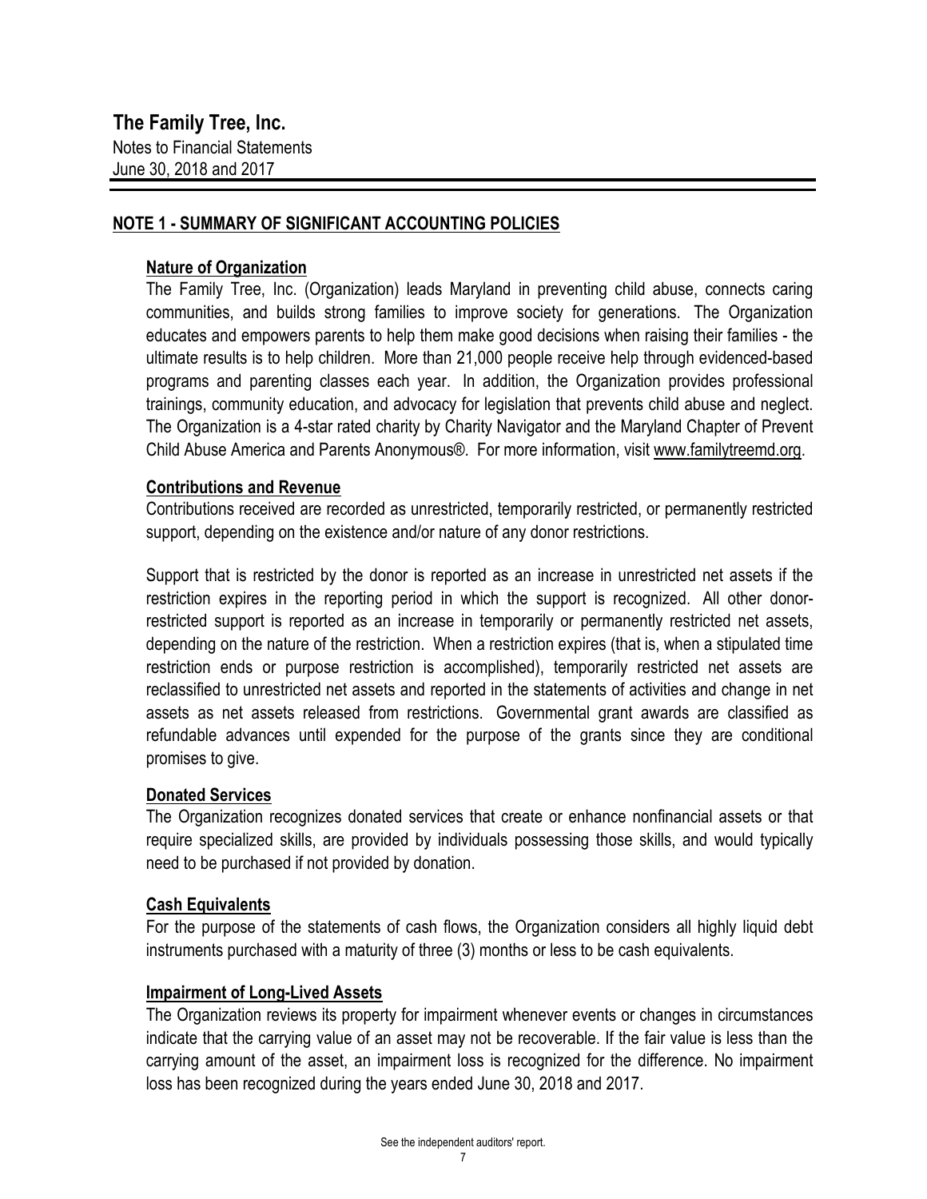## The Family Tree, Inc.

Notes to Financial Statements
June 30, 2018 and 2017

### NOTE 1 - SUMMARY OF SIGNIFICANT ACCOUNTING POLICIES

**Nature of Organization**

The Family Tree, Inc. (Organization) leads Maryland in preventing child abuse, connects caring communities, and builds strong families to improve society for generations. The Organization educates and empowers parents to help them make good decisions when raising their families - the ultimate results is to help children. More than 21,000 people receive help through evidenced-based programs and parenting classes each year. In addition, the Organization provides professional trainings, community education, and advocacy for legislation that prevents child abuse and neglect. The Organization is a 4-star rated charity by Charity Navigator and the Maryland Chapter of Prevent Child Abuse America and Parents Anonymous®. For more information, visit www.familytreemd.org.

**Contributions and Revenue**

Contributions received are recorded as unrestricted, temporarily restricted, or permanently restricted support, depending on the existence and/or nature of any donor restrictions.

Support that is restricted by the donor is reported as an increase in unrestricted net assets if the restriction expires in the reporting period in which the support is recognized. All other donor-restricted support is reported as an increase in temporarily or permanently restricted net assets, depending on the nature of the restriction. When a restriction expires (that is, when a stipulated time restriction ends or purpose restriction is accomplished), temporarily restricted net assets are reclassified to unrestricted net assets and reported in the statements of activities and change in net assets as net assets released from restrictions. Governmental grant awards are classified as refundable advances until expended for the purpose of the grants since they are conditional promises to give.

**Donated Services**

The Organization recognizes donated services that create or enhance nonfinancial assets or that require specialized skills, are provided by individuals possessing those skills, and would typically need to be purchased if not provided by donation.

**Cash Equivalents**

For the purpose of the statements of cash flows, the Organization considers all highly liquid debt instruments purchased with a maturity of three (3) months or less to be cash equivalents.

**Impairment of Long-Lived Assets**

The Organization reviews its property for impairment whenever events or changes in circumstances indicate that the carrying value of an asset may not be recoverable. If the fair value is less than the carrying amount of the asset, an impairment loss is recognized for the difference. No impairment loss has been recognized during the years ended June 30, 2018 and 2017.

See the independent auditors' report.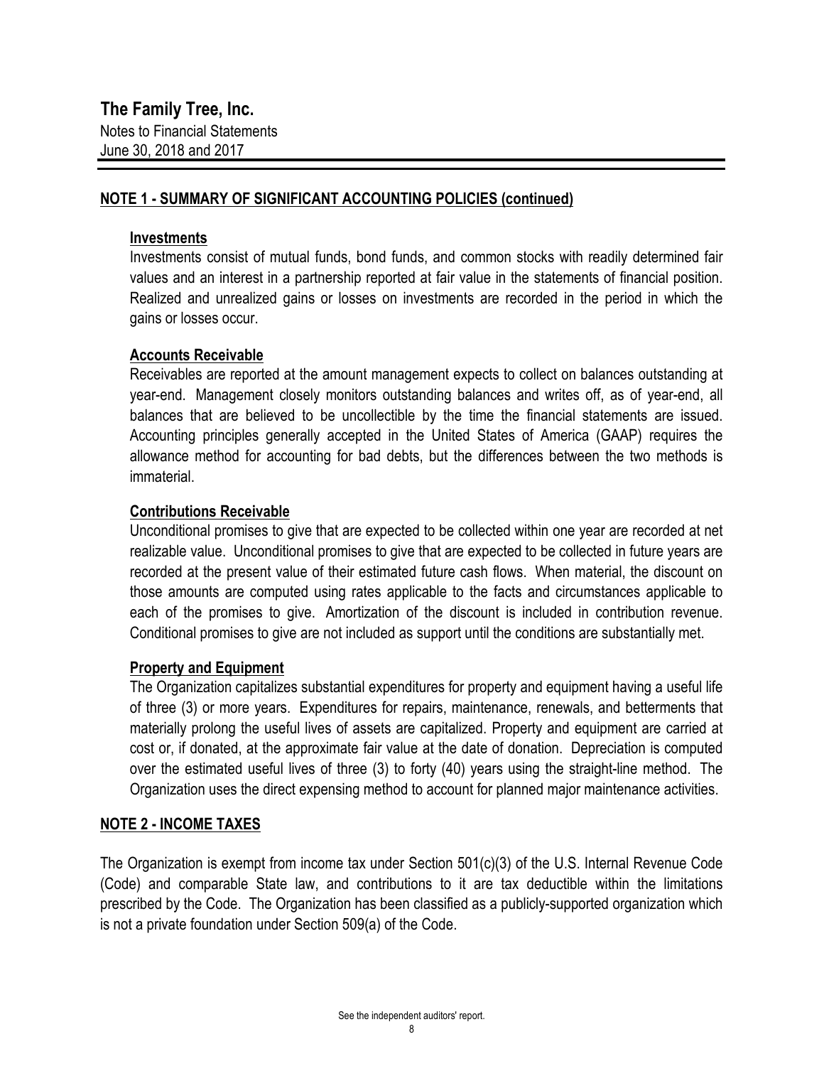# The Family Tree, Inc.

Notes to Financial Statements
June 30, 2018 and 2017

## NOTE 1 - SUMMARY OF SIGNIFICANT ACCOUNTING POLICIES (continued)

### Investments

Investments consist of mutual funds, bond funds, and common stocks with readily determined fair values and an interest in a partnership reported at fair value in the statements of financial position. Realized and unrealized gains or losses on investments are recorded in the period in which the gains or losses occur.

### Accounts Receivable

Receivables are reported at the amount management expects to collect on balances outstanding at year-end. Management closely monitors outstanding balances and writes off, as of year-end, all balances that are believed to be uncollectible by the time the financial statements are issued. Accounting principles generally accepted in the United States of America (GAAP) requires the allowance method for accounting for bad debts, but the differences between the two methods is immaterial.

### Contributions Receivable

Unconditional promises to give that are expected to be collected within one year are recorded at net realizable value. Unconditional promises to give that are expected to be collected in future years are recorded at the present value of their estimated future cash flows. When material, the discount on those amounts are computed using rates applicable to the facts and circumstances applicable to each of the promises to give. Amortization of the discount is included in contribution revenue. Conditional promises to give are not included as support until the conditions are substantially met.

### Property and Equipment

The Organization capitalizes substantial expenditures for property and equipment having a useful life of three (3) or more years. Expenditures for repairs, maintenance, renewals, and betterments that materially prolong the useful lives of assets are capitalized. Property and equipment are carried at cost or, if donated, at the approximate fair value at the date of donation. Depreciation is computed over the estimated useful lives of three (3) to forty (40) years using the straight-line method. The Organization uses the direct expensing method to account for planned major maintenance activities.

## NOTE 2 - INCOME TAXES

The Organization is exempt from income tax under Section 501(c)(3) of the U.S. Internal Revenue Code (Code) and comparable State law, and contributions to it are tax deductible within the limitations prescribed by the Code. The Organization has been classified as a publicly-supported organization which is not a private foundation under Section 509(a) of the Code.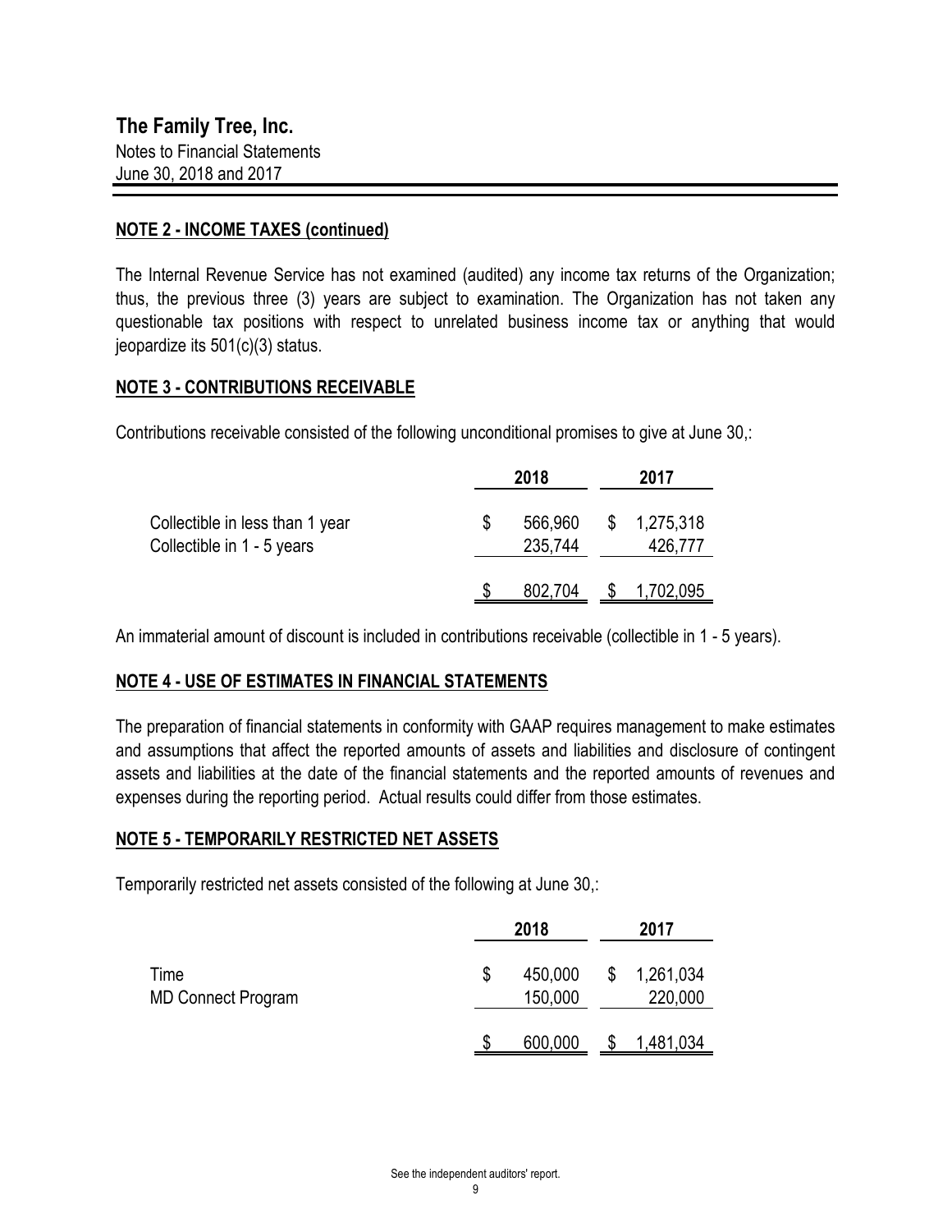## The Family Tree, Inc.

Notes to Financial Statements
June 30, 2018 and 2017

### NOTE 2 - INCOME TAXES (continued)

The Internal Revenue Service has not examined (audited) any income tax returns of the Organization; thus, the previous three (3) years are subject to examination. The Organization has not taken any questionable tax positions with respect to unrelated business income tax or anything that would jeopardize its 501(c)(3) status.

### NOTE 3 - CONTRIBUTIONS RECEIVABLE

Contributions receivable consisted of the following unconditional promises to give at June 30,:

| | 2018 | 2017 |
|---|---|---|
| Collectible in less than 1 year | $ 566,960 | $ 1,275,318 |
| Collectible in 1 - 5 years | 235,744 | 426,777 |
| | $ 802,704 | $ 1,702,095 |

An immaterial amount of discount is included in contributions receivable (collectible in 1 - 5 years).

### NOTE 4 - USE OF ESTIMATES IN FINANCIAL STATEMENTS

The preparation of financial statements in conformity with GAAP requires management to make estimates and assumptions that affect the reported amounts of assets and liabilities and disclosure of contingent assets and liabilities at the date of the financial statements and the reported amounts of revenues and expenses during the reporting period. Actual results could differ from those estimates.

### NOTE 5 - TEMPORARILY RESTRICTED NET ASSETS

Temporarily restricted net assets consisted of the following at June 30,:

| | 2018 | 2017 |
|---|---|---|
| Time | $ 450,000 | $ 1,261,034 |
| MD Connect Program | 150,000 | 220,000 |
| | $ 600,000 | $ 1,481,034 |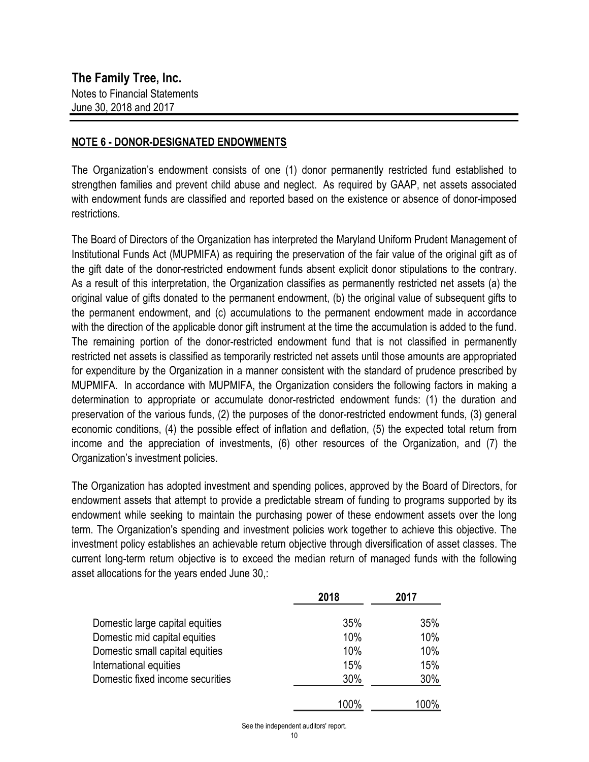## NOTE 6 - DONOR-DESIGNATED ENDOWMENTS

The Organization's endowment consists of one (1) donor permanently restricted fund established to strengthen families and prevent child abuse and neglect. As required by GAAP, net assets associated with endowment funds are classified and reported based on the existence or absence of donor-imposed restrictions.

The Board of Directors of the Organization has interpreted the Maryland Uniform Prudent Management of Institutional Funds Act (MUPMIFA) as requiring the preservation of the fair value of the original gift as of the gift date of the donor-restricted endowment funds absent explicit donor stipulations to the contrary. As a result of this interpretation, the Organization classifies as permanently restricted net assets (a) the original value of gifts donated to the permanent endowment, (b) the original value of subsequent gifts to the permanent endowment, and (c) accumulations to the permanent endowment made in accordance with the direction of the applicable donor gift instrument at the time the accumulation is added to the fund. The remaining portion of the donor-restricted endowment fund that is not classified in permanently restricted net assets is classified as temporarily restricted net assets until those amounts are appropriated for expenditure by the Organization in a manner consistent with the standard of prudence prescribed by MUPMIFA. In accordance with MUPMIFA, the Organization considers the following factors in making a determination to appropriate or accumulate donor-restricted endowment funds: (1) the duration and preservation of the various funds, (2) the purposes of the donor-restricted endowment funds, (3) general economic conditions, (4) the possible effect of inflation and deflation, (5) the expected total return from income and the appreciation of investments, (6) other resources of the Organization, and (7) the Organization's investment policies.

The Organization has adopted investment and spending polices, approved by the Board of Directors, for endowment assets that attempt to provide a predictable stream of funding to programs supported by its endowment while seeking to maintain the purchasing power of these endowment assets over the long term. The Organization's spending and investment policies work together to achieve this objective. The investment policy establishes an achievable return objective through diversification of asset classes. The current long-term return objective is to exceed the median return of managed funds with the following asset allocations for the years ended June 30,:

| | 2018 | 2017 |
|---|---|---|
| Domestic large capital equities | 35% | 35% |
| Domestic mid capital equities | 10% | 10% |
| Domestic small capital equities | 10% | 10% |
| International equities | 15% | 15% |
| Domestic fixed income securities | 30% | 30% |
| | 100% | 100% |

See the independent auditors' report.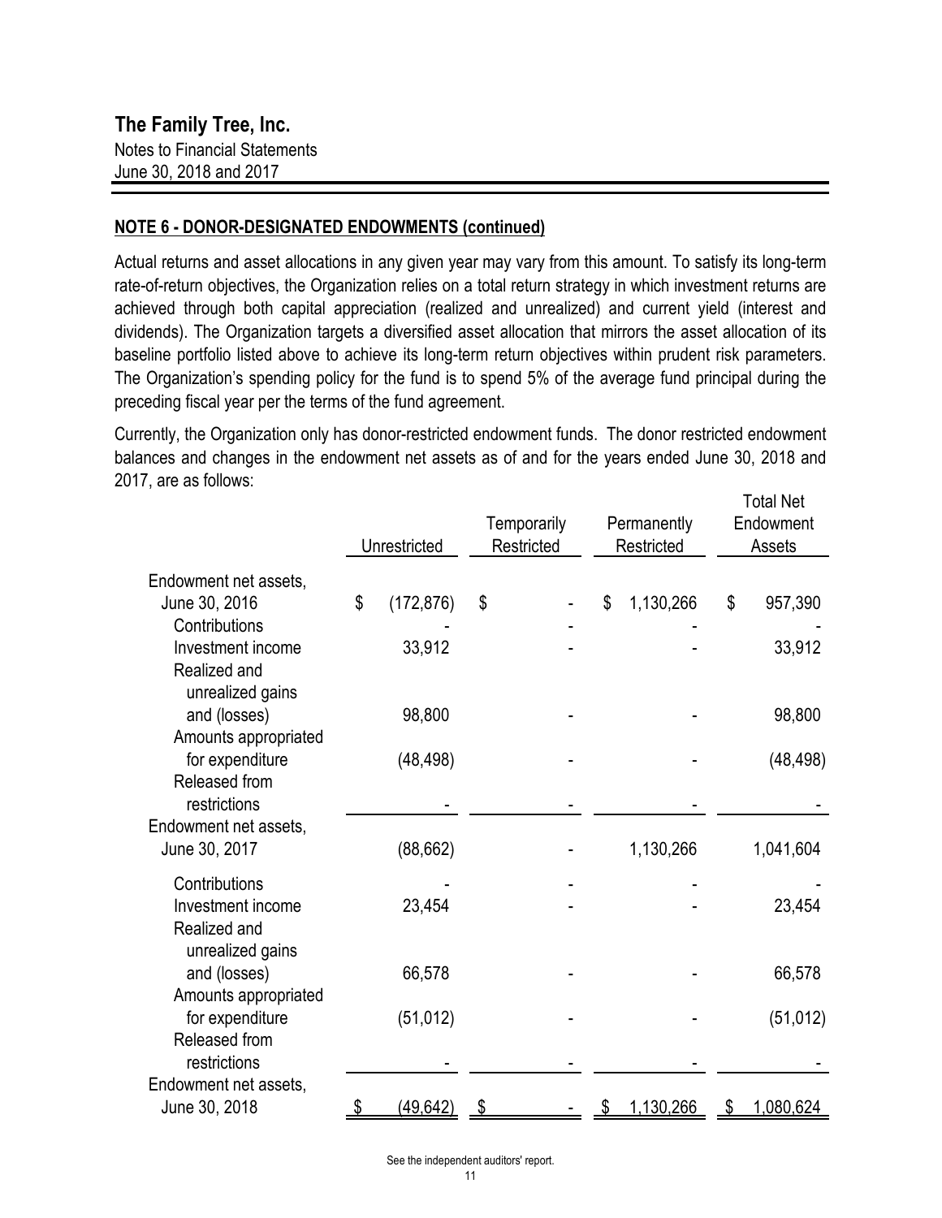**NOTE 6 - DONOR-DESIGNATED ENDOWMENTS (continued)**

Actual returns and asset allocations in any given year may vary from this amount. To satisfy its long-term rate-of-return objectives, the Organization relies on a total return strategy in which investment returns are achieved through both capital appreciation (realized and unrealized) and current yield (interest and dividends). The Organization targets a diversified asset allocation that mirrors the asset allocation of its baseline portfolio listed above to achieve its long-term return objectives within prudent risk parameters. The Organization's spending policy for the fund is to spend 5% of the average fund principal during the preceding fiscal year per the terms of the fund agreement.

Currently, the Organization only has donor-restricted endowment funds. The donor restricted endowment balances and changes in the endowment net assets as of and for the years ended June 30, 2018 and 2017, are as follows:

| | Unrestricted | Temporarily Restricted | Permanently Restricted | Total Net Endowment Assets |
|---|---|---|---|---|
| Endowment net assets, June 30, 2016 | $ (172,876) | $ - | $ 1,130,266 | $ 957,390 |
| Contributions | - | - | - | - |
| Investment income | 33,912 | - | - | 33,912 |
| Realized and unrealized gains and (losses) | 98,800 | - | - | 98,800 |
| Amounts appropriated for expenditure | (48,498) | - | - | (48,498) |
| Released from restrictions | - | - | - | - |
| Endowment net assets, June 30, 2017 | (88,662) | - | 1,130,266 | 1,041,604 |
| Contributions | - | - | - | - |
| Investment income | 23,454 | - | - | 23,454 |
| Realized and unrealized gains and (losses) | 66,578 | - | - | 66,578 |
| Amounts appropriated for expenditure | (51,012) | - | - | (51,012) |
| Released from restrictions | - | - | - | - |
| Endowment net assets, June 30, 2018 | $ (49,642) | $ - | $ 1,130,266 | $ 1,080,624 |

See the independent auditors' report.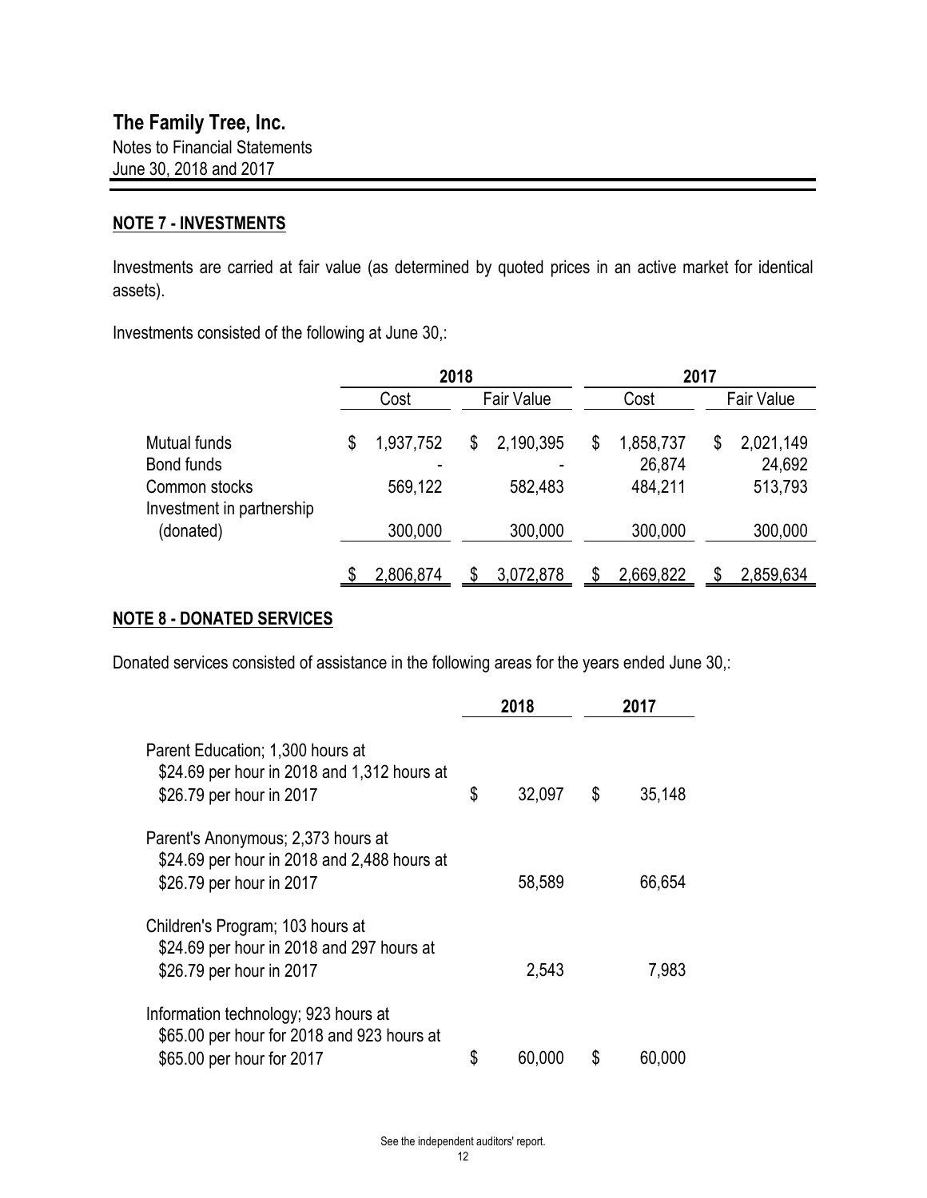## The Family Tree, Inc.

Notes to Financial Statements
June 30, 2018 and 2017

### NOTE 7 - INVESTMENTS

Investments are carried at fair value (as determined by quoted prices in an active market for identical assets).

Investments consisted of the following at June 30,:

| | 2018 | | 2017 | |
|---|---|---|---|---|
| | Cost | Fair Value | Cost | Fair Value |
| Mutual funds | $ 1,937,752 | $ 2,190,395 | $ 1,858,737 | $ 2,021,149 |
| Bond funds | - | - | 26,874 | 24,692 |
| Common stocks | 569,122 | 582,483 | 484,211 | 513,793 |
| Investment in partnership (donated) | 300,000 | 300,000 | 300,000 | 300,000 |
| | $ 2,806,874 | $ 3,072,878 | $ 2,669,822 | $ 2,859,634 |

### NOTE 8 - DONATED SERVICES

Donated services consisted of assistance in the following areas for the years ended June 30,:

| | 2018 | 2017 |
|---|---|---|
| Parent Education; 1,300 hours at $24.69 per hour in 2018 and 1,312 hours at $26.79 per hour in 2017 | $ 32,097 | $ 35,148 |
| Parent's Anonymous; 2,373 hours at $24.69 per hour in 2018 and 2,488 hours at $26.79 per hour in 2017 | 58,589 | 66,654 |
| Children's Program; 103 hours at $24.69 per hour in 2018 and 297 hours at $26.79 per hour in 2017 | 2,543 | 7,983 |
| Information technology; 923 hours at $65.00 per hour for 2018 and 923 hours at $65.00 per hour for 2017 | $ 60,000 | $ 60,000 |

See the independent auditors' report.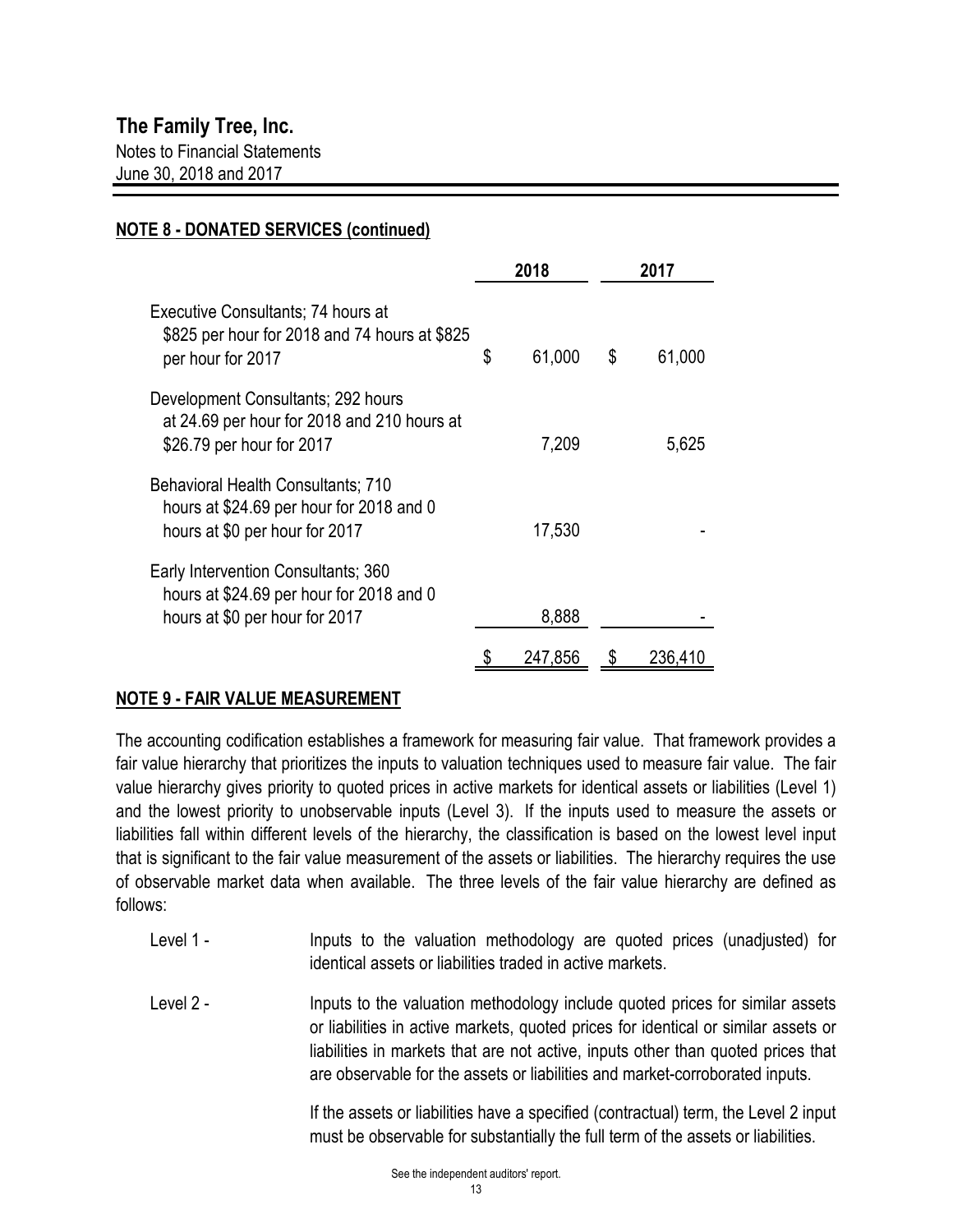The Family Tree, Inc.
Notes to Financial Statements
June 30, 2018 and 2017

## NOTE 8 - DONATED SERVICES (continued)

| | 2018 | 2017 |
|---|---|---|
| Executive Consultants; 74 hours at \$825 per hour for 2018 and 74 hours at \$825 per hour for 2017 | \$ 61,000 | \$ 61,000 |
| Development Consultants; 292 hours at 24.69 per hour for 2018 and 210 hours at \$26.79 per hour for 2017 | 7,209 | 5,625 |
| Behavioral Health Consultants; 710 hours at \$24.69 per hour for 2018 and 0 hours at \$0 per hour for 2017 | 17,530 | - |
| Early Intervention Consultants; 360 hours at \$24.69 per hour for 2018 and 0 hours at \$0 per hour for 2017 | 8,888 | - |
| | \$ 247,856 | \$ 236,410 |

## NOTE 9 - FAIR VALUE MEASUREMENT

The accounting codification establishes a framework for measuring fair value. That framework provides a fair value hierarchy that prioritizes the inputs to valuation techniques used to measure fair value. The fair value hierarchy gives priority to quoted prices in active markets for identical assets or liabilities (Level 1) and the lowest priority to unobservable inputs (Level 3). If the inputs used to measure the assets or liabilities fall within different levels of the hierarchy, the classification is based on the lowest level input that is significant to the fair value measurement of the assets or liabilities. The hierarchy requires the use of observable market data when available. The three levels of the fair value hierarchy are defined as follows:

Level 1 - Inputs to the valuation methodology are quoted prices (unadjusted) for identical assets or liabilities traded in active markets.

Level 2 - Inputs to the valuation methodology include quoted prices for similar assets or liabilities in active markets, quoted prices for identical or similar assets or liabilities in markets that are not active, inputs other than quoted prices that are observable for the assets or liabilities and market-corroborated inputs.

If the assets or liabilities have a specified (contractual) term, the Level 2 input must be observable for substantially the full term of the assets or liabilities.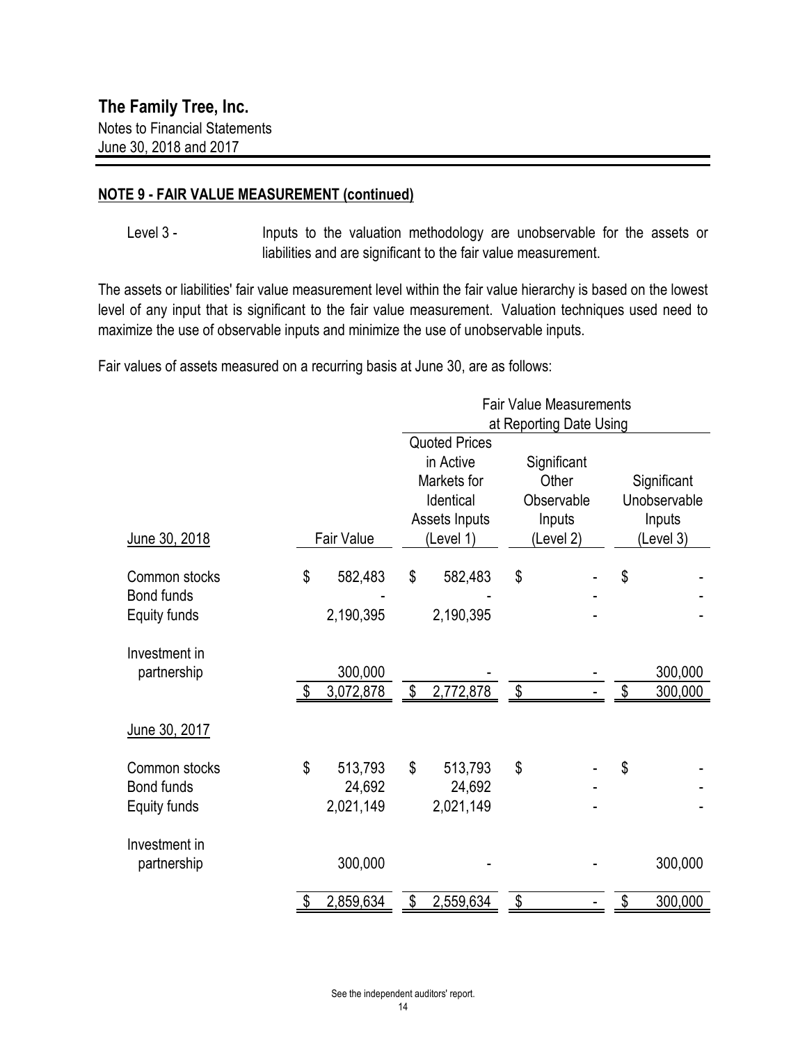**The Family Tree, Inc.**
Notes to Financial Statements
June 30, 2018 and 2017

## NOTE 9 - FAIR VALUE MEASUREMENT (continued)

Level 3 - Inputs to the valuation methodology are unobservable for the assets or liabilities and are significant to the fair value measurement.

The assets or liabilities' fair value measurement level within the fair value hierarchy is based on the lowest level of any input that is significant to the fair value measurement. Valuation techniques used need to maximize the use of observable inputs and minimize the use of unobservable inputs.

Fair values of assets measured on a recurring basis at June 30, are as follows:

| | | Fair Value Measurements at Reporting Date Using | | |
|---|---|---|---|---|
| June 30, 2018 | Fair Value | Quoted Prices in Active Markets for Identical Assets Inputs (Level 1) | Significant Other Observable Inputs (Level 2) | Significant Unobservable Inputs (Level 3) |
| Common stocks | $ 582,483 | $ 582,483 | $ - | $ - |
| Bond funds | - | - | - | - |
| Equity funds | 2,190,395 | 2,190,395 | - | - |
| Investment in partnership | 300,000 | - | - | 300,000 |
| | $ 3,072,878 | $ 2,772,878 | $ - | $ 300,000 |
| June 30, 2017 | | | | |
| Common stocks | $ 513,793 | $ 513,793 | $ - | $ - |
| Bond funds | 24,692 | 24,692 | - | - |
| Equity funds | 2,021,149 | 2,021,149 | - | - |
| Investment in partnership | 300,000 | - | - | 300,000 |
| | $ 2,859,634 | $ 2,559,634 | $ - | $ 300,000 |

See the independent auditors' report.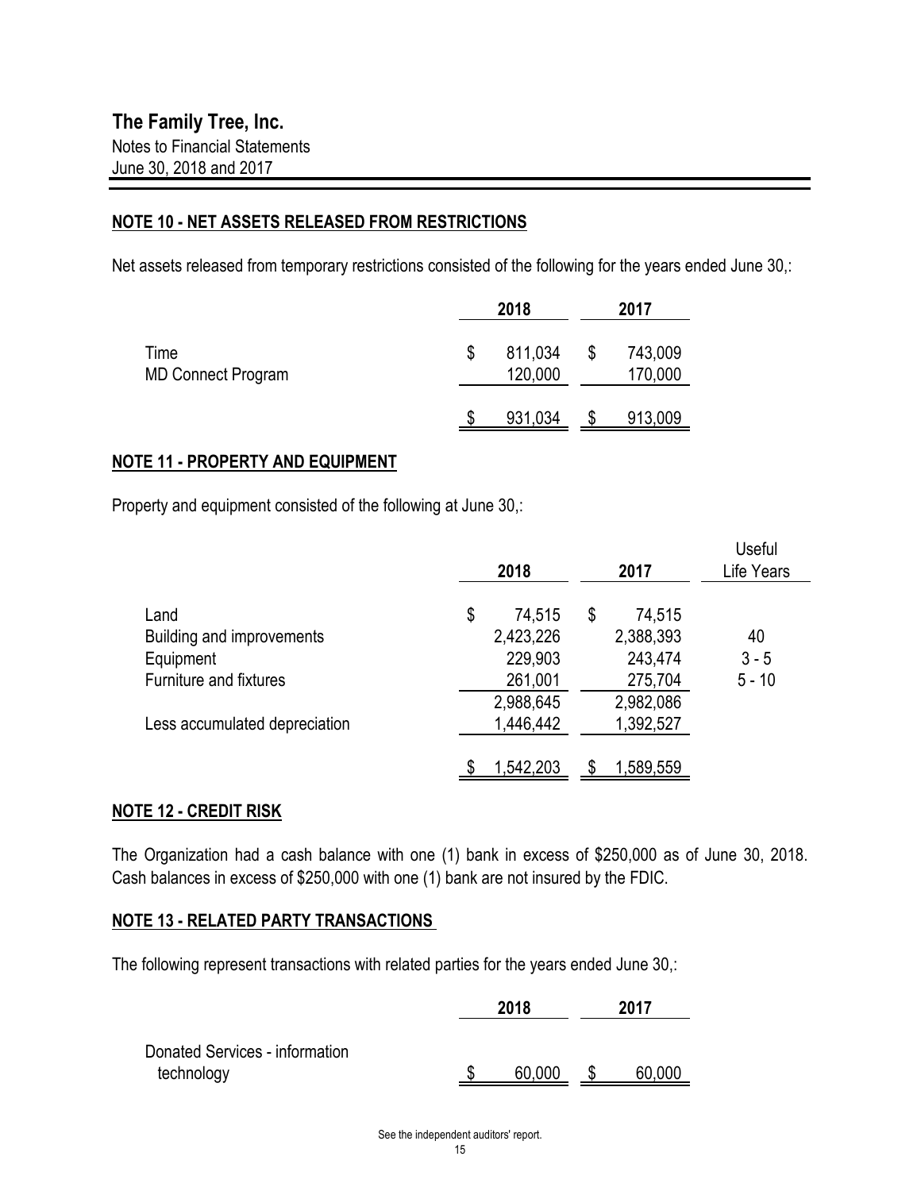## NOTE 10 - NET ASSETS RELEASED FROM RESTRICTIONS

Net assets released from temporary restrictions consisted of the following for the years ended June 30,:

| | 2018 | 2017 |
|---|---|---|
| Time | $ 811,034 | $ 743,009 |
| MD Connect Program | 120,000 | 170,000 |
| | $ 931,034 | $ 913,009 |

## NOTE 11 - PROPERTY AND EQUIPMENT

Property and equipment consisted of the following at June 30,:

| | 2018 | 2017 | Useful Life Years |
|---|---|---|---|
| Land | $ 74,515 | $ 74,515 | |
| Building and improvements | 2,423,226 | 2,388,393 | 40 |
| Equipment | 229,903 | 243,474 | 3 - 5 |
| Furniture and fixtures | 261,001 | 275,704 | 5 - 10 |
| | 2,988,645 | 2,982,086 | |
| Less accumulated depreciation | 1,446,442 | 1,392,527 | |
| | $ 1,542,203 | $ 1,589,559 | |

## NOTE 12 - CREDIT RISK

The Organization had a cash balance with one (1) bank in excess of $250,000 as of June 30, 2018. Cash balances in excess of $250,000 with one (1) bank are not insured by the FDIC.

## NOTE 13 - RELATED PARTY TRANSACTIONS

The following represent transactions with related parties for the years ended June 30,:

| | 2018 | 2017 |
|---|---|---|
| Donated Services - information technology | $ 60,000 | $ 60,000 |

See the independent auditors' report.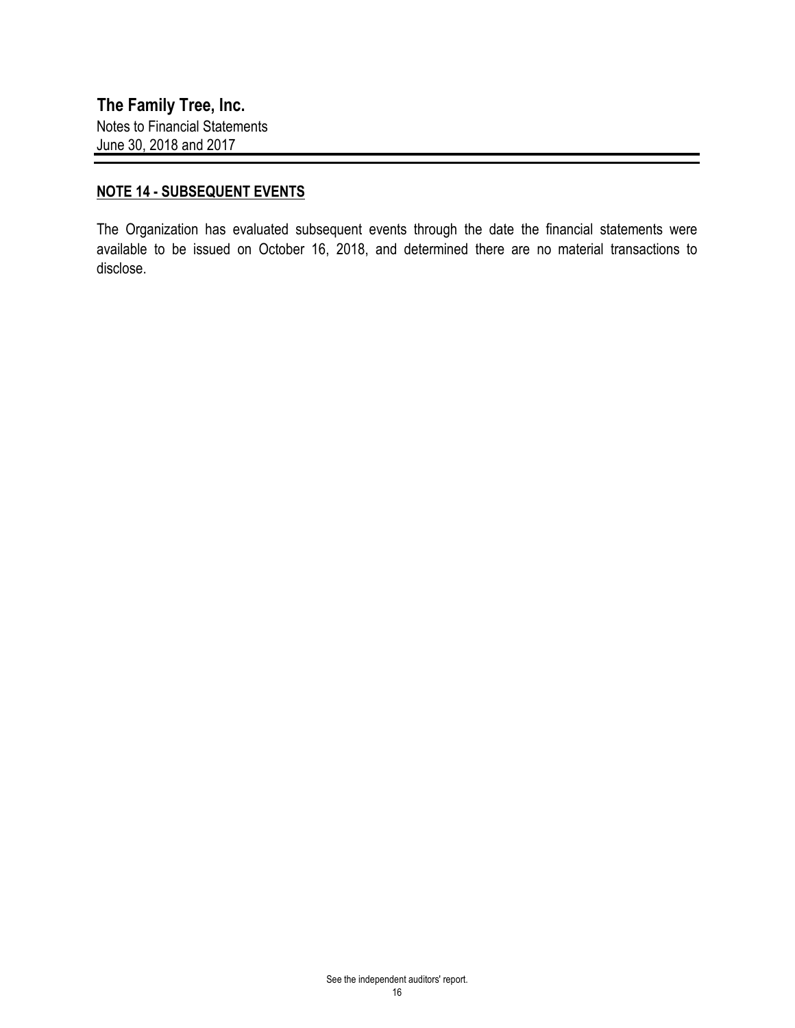**The Family Tree, Inc.**
Notes to Financial Statements
June 30, 2018 and 2017

## NOTE 14 - SUBSEQUENT EVENTS

The Organization has evaluated subsequent events through the date the financial statements were available to be issued on October 16, 2018, and determined there are no material transactions to disclose.

See the independent auditors' report.